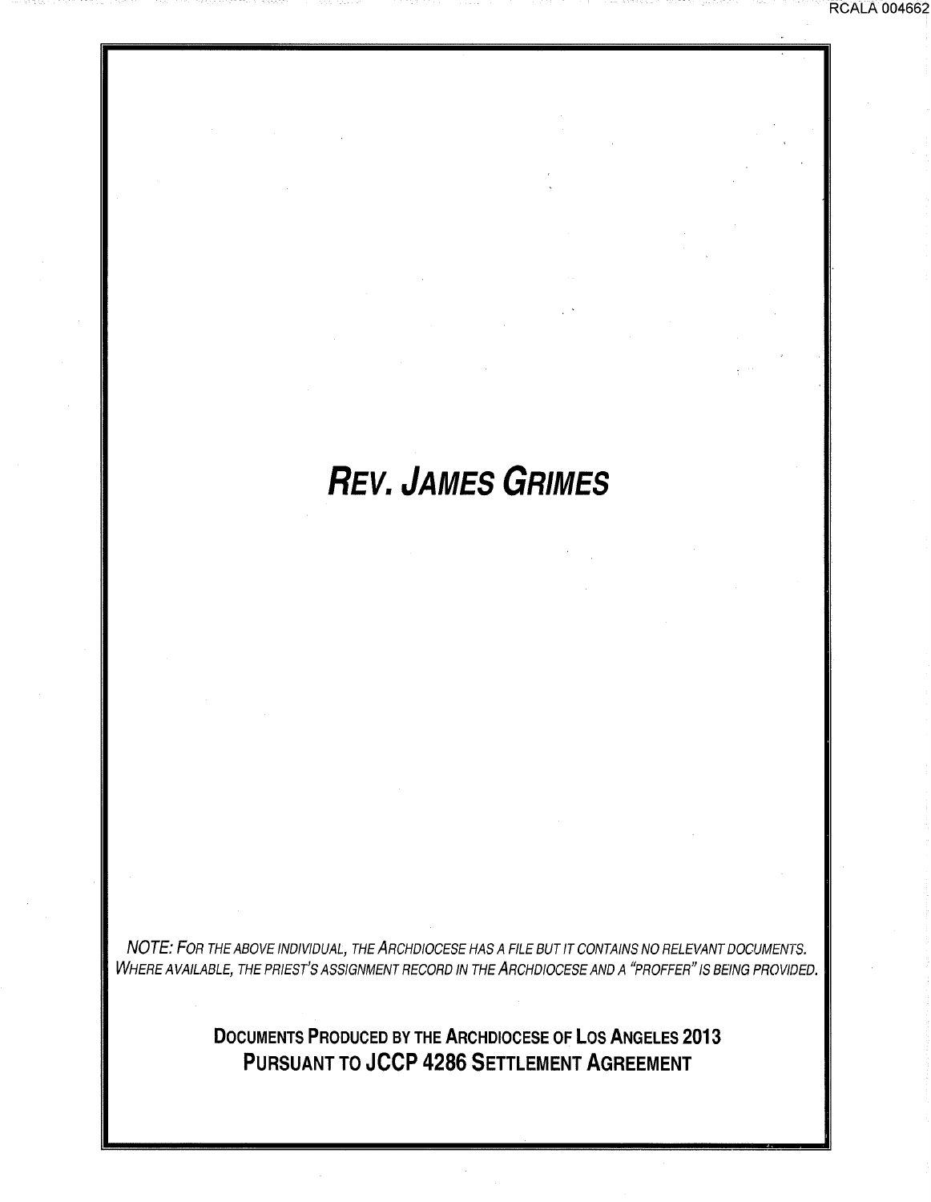# *Rev. James Grimes*

*NOTE: For the above individual, the Archdiocese has a file but it contains no relevant documents. Where available, the priest's assignment record in the Archdiocese and a "proffer" is being provided.*

**Documents Produced by the Archdiocese of Los Angeles 2013**
**Pursuant to JCCP 4286 Settlement Agreement**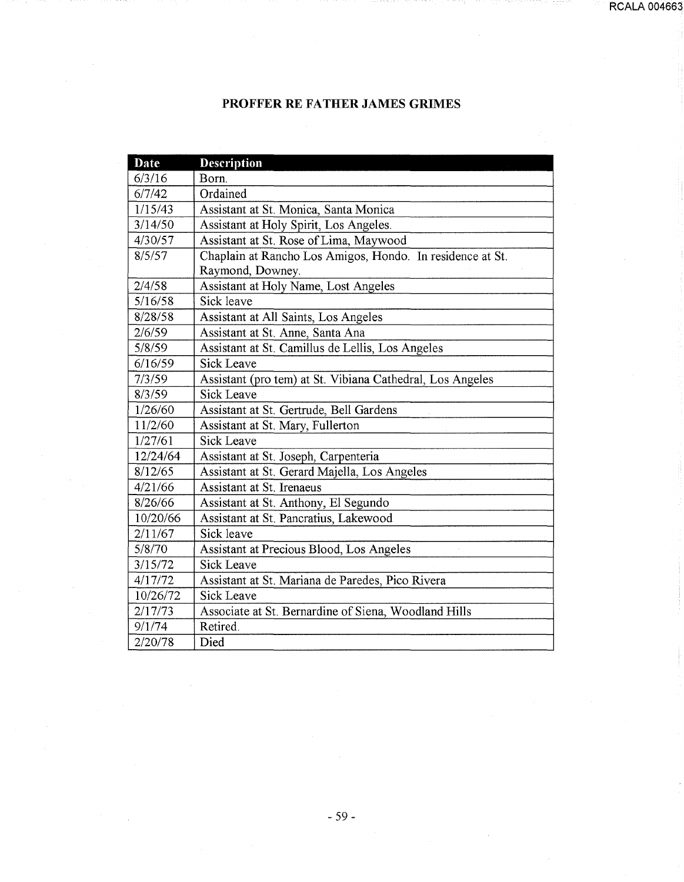# PROFFER RE FATHER JAMES GRIMES

| Date | Description |
|---|---|
| 6/3/16 | Born. |
| 6/7/42 | Ordained |
| 1/15/43 | Assistant at St. Monica, Santa Monica |
| 3/14/50 | Assistant at Holy Spirit, Los Angeles. |
| 4/30/57 | Assistant at St. Rose of Lima, Maywood |
| 8/5/57 | Chaplain at Rancho Los Amigos, Hondo. In residence at St. Raymond, Downey. |
| 2/4/58 | Assistant at Holy Name, Lost Angeles |
| 5/16/58 | Sick leave |
| 8/28/58 | Assistant at All Saints, Los Angeles |
| 2/6/59 | Assistant at St. Anne, Santa Ana |
| 5/8/59 | Assistant at St. Camillus de Lellis, Los Angeles |
| 6/16/59 | Sick Leave |
| 7/3/59 | Assistant (pro tem) at St. Vibiana Cathedral, Los Angeles |
| 8/3/59 | Sick Leave |
| 1/26/60 | Assistant at St. Gertrude, Bell Gardens |
| 11/2/60 | Assistant at St. Mary, Fullerton |
| 1/27/61 | Sick Leave |
| 12/24/64 | Assistant at St. Joseph, Carpenteria |
| 8/12/65 | Assistant at St. Gerard Majella, Los Angeles |
| 4/21/66 | Assistant at St. Irenaeus |
| 8/26/66 | Assistant at St. Anthony, El Segundo |
| 10/20/66 | Assistant at St. Pancratius, Lakewood |
| 2/11/67 | Sick leave |
| 5/8/70 | Assistant at Precious Blood, Los Angeles |
| 3/15/72 | Sick Leave |
| 4/17/72 | Assistant at St. Mariana de Paredes, Pico Rivera |
| 10/26/72 | Sick Leave |
| 2/17/73 | Associate at St. Bernardine of Siena, Woodland Hills |
| 9/1/74 | Retired. |
| 2/20/78 | Died |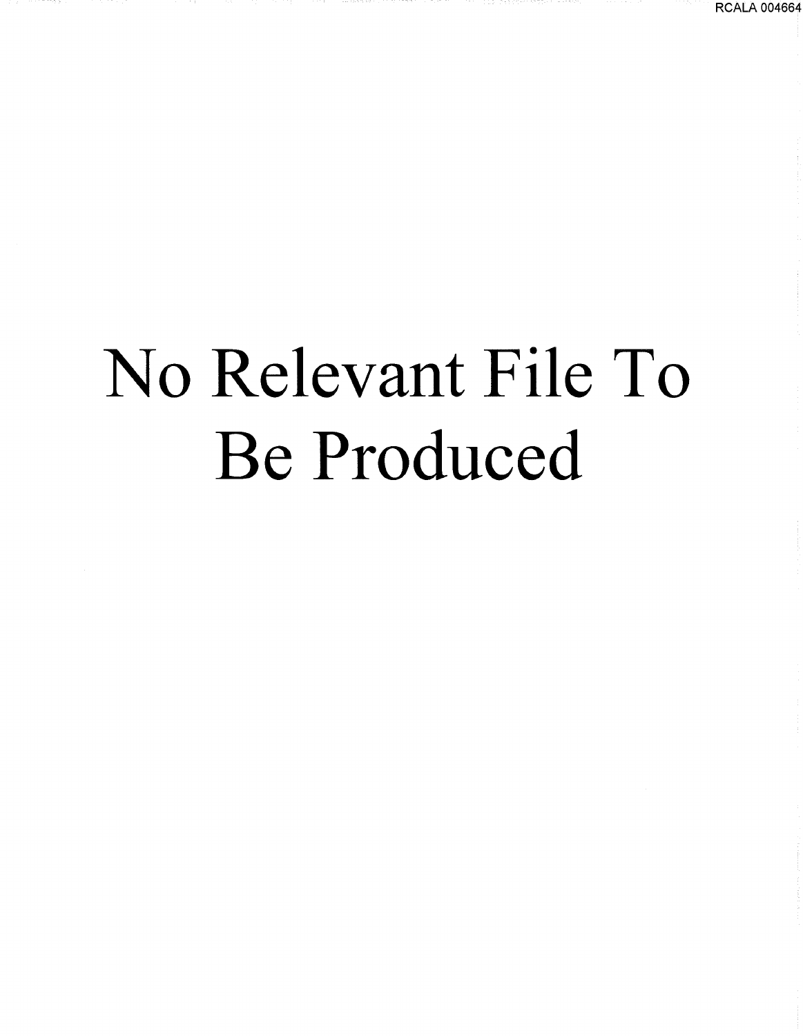# No Relevant File To Be Produced